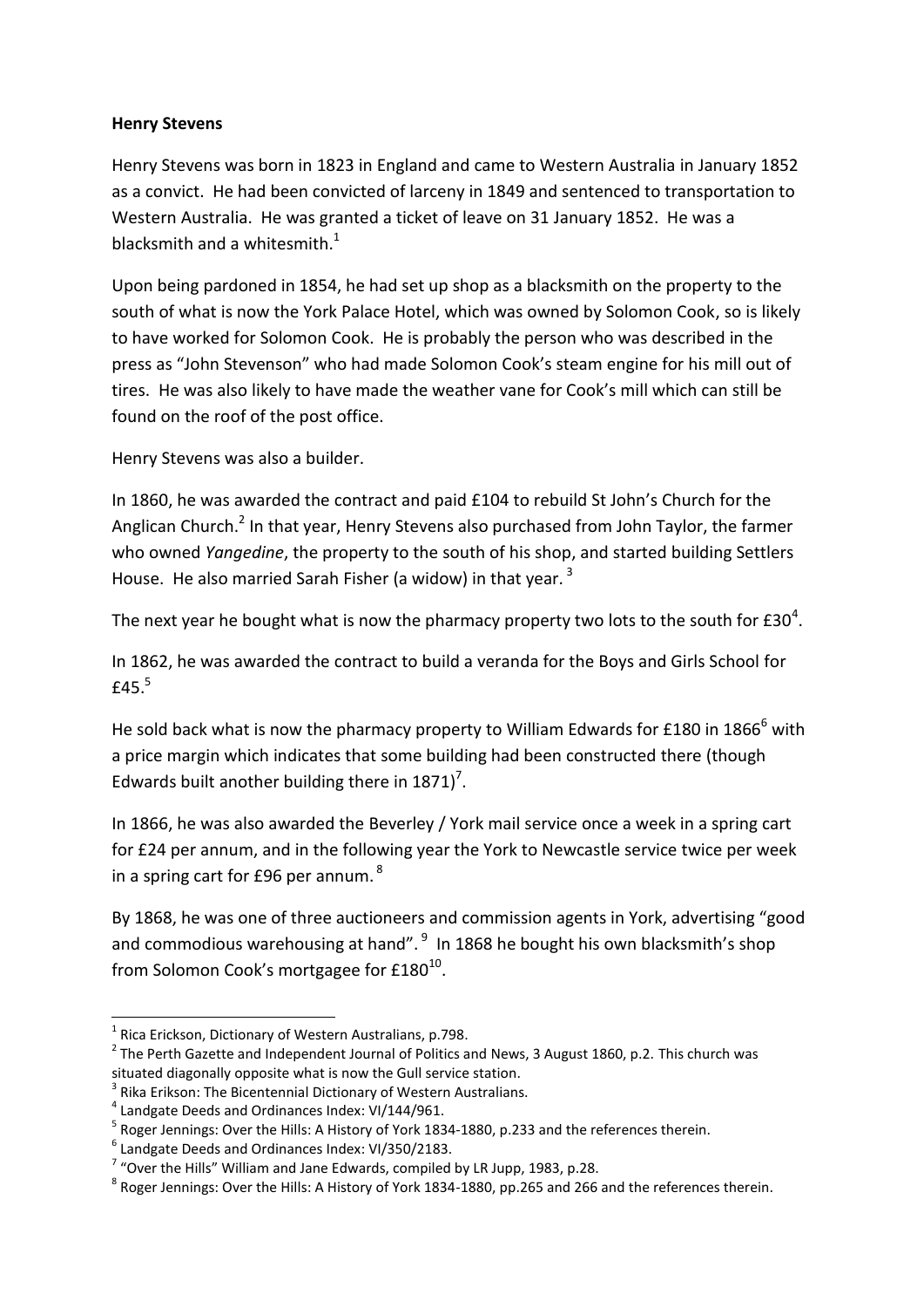**Henry Stevens**

Henry Stevens was born in 1823 in England and came to Western Australia in January 1852 as a convict. He had been convicted of larceny in 1849 and sentenced to transportation to Western Australia. He was granted a ticket of leave on 31 January 1852. He was a blacksmith and a whitesmith.[1]

Upon being pardoned in 1854, he had set up shop as a blacksmith on the property to the south of what is now the York Palace Hotel, which was owned by Solomon Cook, so is likely to have worked for Solomon Cook. He is probably the person who was described in the press as "John Stevenson" who had made Solomon Cook's steam engine for his mill out of tires. He was also likely to have made the weather vane for Cook's mill which can still be found on the roof of the post office.

Henry Stevens was also a builder.

In 1860, he was awarded the contract and paid £104 to rebuild St John's Church for the Anglican Church.[2] In that year, Henry Stevens also purchased from John Taylor, the farmer who owned *Yangedine*, the property to the south of his shop, and started building Settlers House. He also married Sarah Fisher (a widow) in that year.[3]

The next year he bought what is now the pharmacy property two lots to the south for £30[4].

In 1862, he was awarded the contract to build a veranda for the Boys and Girls School for £45.[5]

He sold back what is now the pharmacy property to William Edwards for £180 in 1866[6] with a price margin which indicates that some building had been constructed there (though Edwards built another building there in 1871)[7].

In 1866, he was also awarded the Beverley / York mail service once a week in a spring cart for £24 per annum, and in the following year the York to Newcastle service twice per week in a spring cart for £96 per annum.[8]

By 1868, he was one of three auctioneers and commission agents in York, advertising "good and commodious warehousing at hand".[9] In 1868 he bought his own blacksmith's shop from Solomon Cook's mortgagee for £180[10].

---

[1] Rica Erickson, Dictionary of Western Australians, p.798.

[2] The Perth Gazette and Independent Journal of Politics and News, 3 August 1860, p.2. This church was situated diagonally opposite what is now the Gull service station.

[3] Rika Erikson: The Bicentennial Dictionary of Western Australians.

[4] Landgate Deeds and Ordinances Index: VI/144/961.

[5] Roger Jennings: Over the Hills: A History of York 1834-1880, p.233 and the references therein.

[6] Landgate Deeds and Ordinances Index: VI/350/2183.

[7] "Over the Hills" William and Jane Edwards, compiled by LR Jupp, 1983, p.28.

[8] Roger Jennings: Over the Hills: A History of York 1834-1880, pp.265 and 266 and the references therein.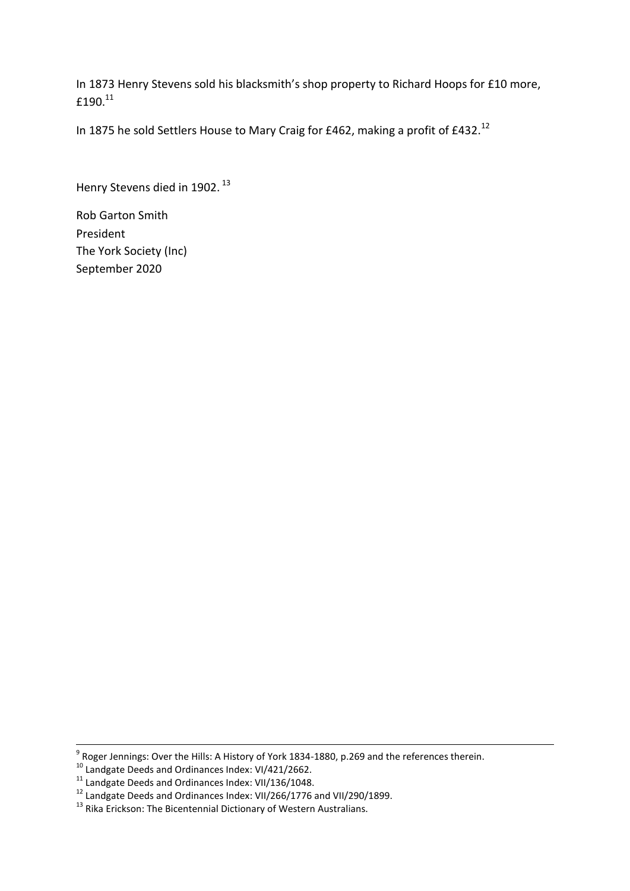In 1873 Henry Stevens sold his blacksmith's shop property to Richard Hoops for £10 more, £190.[11]

In 1875 he sold Settlers House to Mary Craig for £462, making a profit of £432.[12]

Henry Stevens died in 1902.[13]

Rob Garton Smith
President
The York Society (Inc)
September 2020

---

[9] Roger Jennings: Over the Hills: A History of York 1834-1880, p.269 and the references therein.

[10] Landgate Deeds and Ordinances Index: VI/421/2662.

[11] Landgate Deeds and Ordinances Index: VII/136/1048.

[12] Landgate Deeds and Ordinances Index: VII/266/1776 and VII/290/1899.

[13] Rika Erickson: The Bicentennial Dictionary of Western Australians.